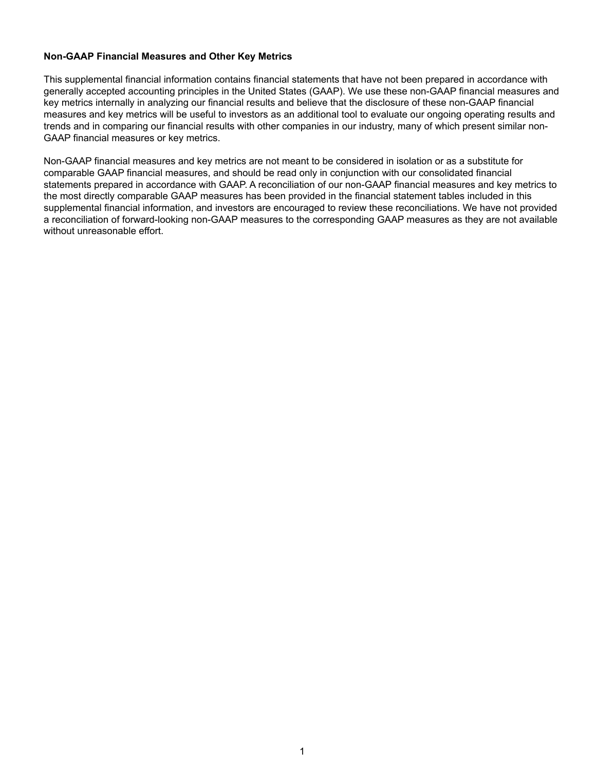**Non-GAAP Financial Measures and Other Key Metrics**

This supplemental financial information contains financial statements that have not been prepared in accordance with generally accepted accounting principles in the United States (GAAP). We use these non-GAAP financial measures and key metrics internally in analyzing our financial results and believe that the disclosure of these non-GAAP financial measures and key metrics will be useful to investors as an additional tool to evaluate our ongoing operating results and trends and in comparing our financial results with other companies in our industry, many of which present similar non-GAAP financial measures or key metrics.

Non-GAAP financial measures and key metrics are not meant to be considered in isolation or as a substitute for comparable GAAP financial measures, and should be read only in conjunction with our consolidated financial statements prepared in accordance with GAAP. A reconciliation of our non-GAAP financial measures and key metrics to the most directly comparable GAAP measures has been provided in the financial statement tables included in this supplemental financial information, and investors are encouraged to review these reconciliations. We have not provided a reconciliation of forward-looking non-GAAP measures to the corresponding GAAP measures as they are not available without unreasonable effort.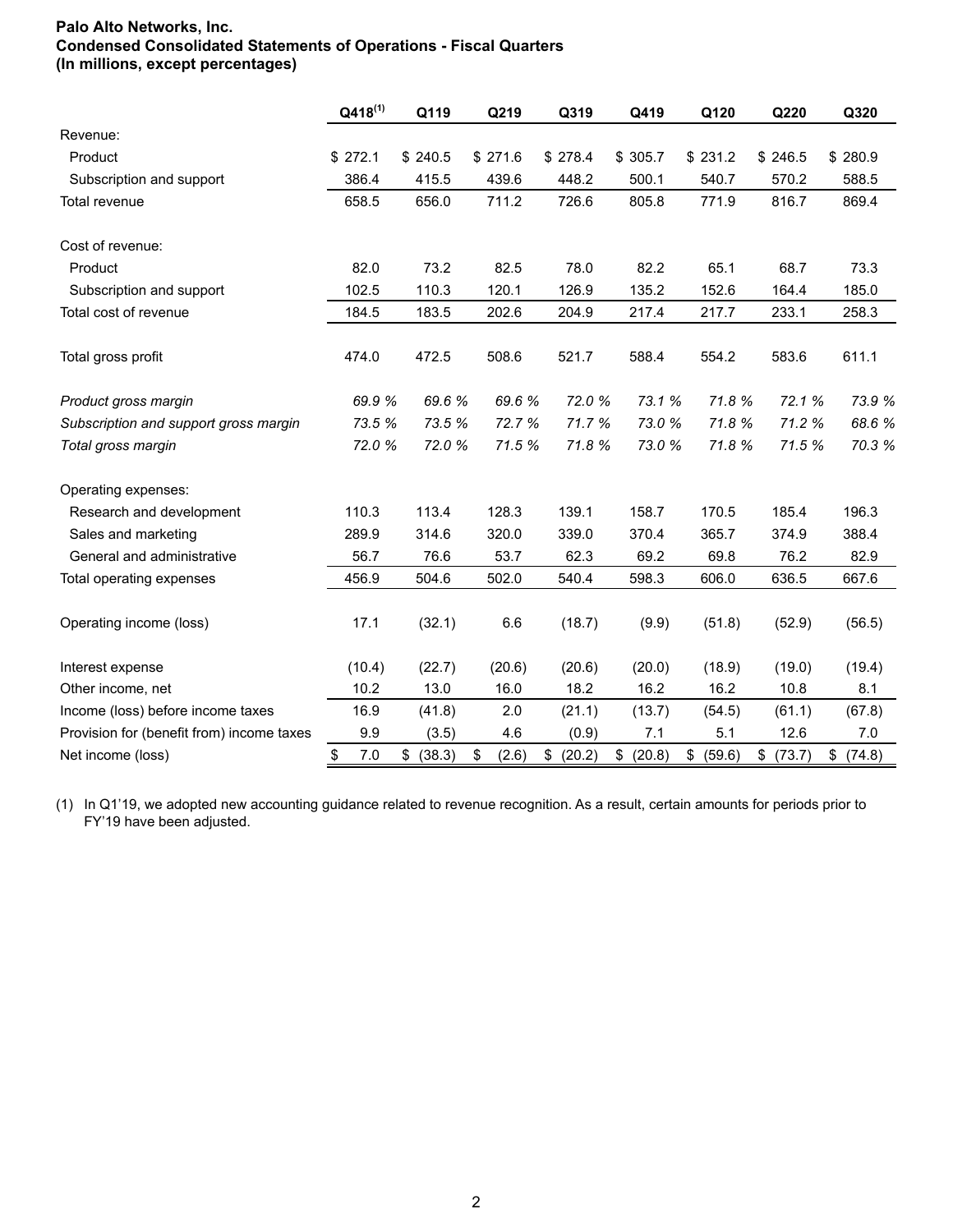**Palo Alto Networks, Inc.**
**Condensed Consolidated Statements of Operations - Fiscal Quarters**
**(In millions, except percentages)**

| | Q418[(1)] | Q119 | Q219 | Q319 | Q419 | Q120 | Q220 | Q320 |
|---|---|---|---|---|---|---|---|---|
| Revenue: | | | | | | | | |
| Product | $ 272.1 | $ 240.5 | $ 271.6 | $ 278.4 | $ 305.7 | $ 231.2 | $ 246.5 | $ 280.9 |
| Subscription and support | 386.4 | 415.5 | 439.6 | 448.2 | 500.1 | 540.7 | 570.2 | 588.5 |
| Total revenue | 658.5 | 656.0 | 711.2 | 726.6 | 805.8 | 771.9 | 816.7 | 869.4 |
| Cost of revenue: | | | | | | | | |
| Product | 82.0 | 73.2 | 82.5 | 78.0 | 82.2 | 65.1 | 68.7 | 73.3 |
| Subscription and support | 102.5 | 110.3 | 120.1 | 126.9 | 135.2 | 152.6 | 164.4 | 185.0 |
| Total cost of revenue | 184.5 | 183.5 | 202.6 | 204.9 | 217.4 | 217.7 | 233.1 | 258.3 |
| Total gross profit | 474.0 | 472.5 | 508.6 | 521.7 | 588.4 | 554.2 | 583.6 | 611.1 |
| *Product gross margin* | *69.9 %* | *69.6 %* | *69.6 %* | *72.0 %* | *73.1 %* | *71.8 %* | *72.1 %* | *73.9 %* |
| *Subscription and support gross margin* | *73.5 %* | *73.5 %* | *72.7 %* | *71.7 %* | *73.0 %* | *71.8 %* | *71.2 %* | *68.6 %* |
| *Total gross margin* | *72.0 %* | *72.0 %* | *71.5 %* | *71.8 %* | *73.0 %* | *71.8 %* | *71.5 %* | *70.3 %* |
| Operating expenses: | | | | | | | | |
| Research and development | 110.3 | 113.4 | 128.3 | 139.1 | 158.7 | 170.5 | 185.4 | 196.3 |
| Sales and marketing | 289.9 | 314.6 | 320.0 | 339.0 | 370.4 | 365.7 | 374.9 | 388.4 |
| General and administrative | 56.7 | 76.6 | 53.7 | 62.3 | 69.2 | 69.8 | 76.2 | 82.9 |
| Total operating expenses | 456.9 | 504.6 | 502.0 | 540.4 | 598.3 | 606.0 | 636.5 | 667.6 |
| Operating income (loss) | 17.1 | (32.1) | 6.6 | (18.7) | (9.9) | (51.8) | (52.9) | (56.5) |
| Interest expense | (10.4) | (22.7) | (20.6) | (20.6) | (20.0) | (18.9) | (19.0) | (19.4) |
| Other income, net | 10.2 | 13.0 | 16.0 | 18.2 | 16.2 | 16.2 | 10.8 | 8.1 |
| Income (loss) before income taxes | 16.9 | (41.8) | 2.0 | (21.1) | (13.7) | (54.5) | (61.1) | (67.8) |
| Provision for (benefit from) income taxes | 9.9 | (3.5) | 4.6 | (0.9) | 7.1 | 5.1 | 12.6 | 7.0 |
| Net income (loss) | $ 7.0 | $ (38.3) | $ (2.6) | $ (20.2) | $ (20.8) | $ (59.6) | $ (73.7) | $ (74.8) |

(1) In Q1'19, we adopted new accounting guidance related to revenue recognition. As a result, certain amounts for periods prior to FY'19 have been adjusted.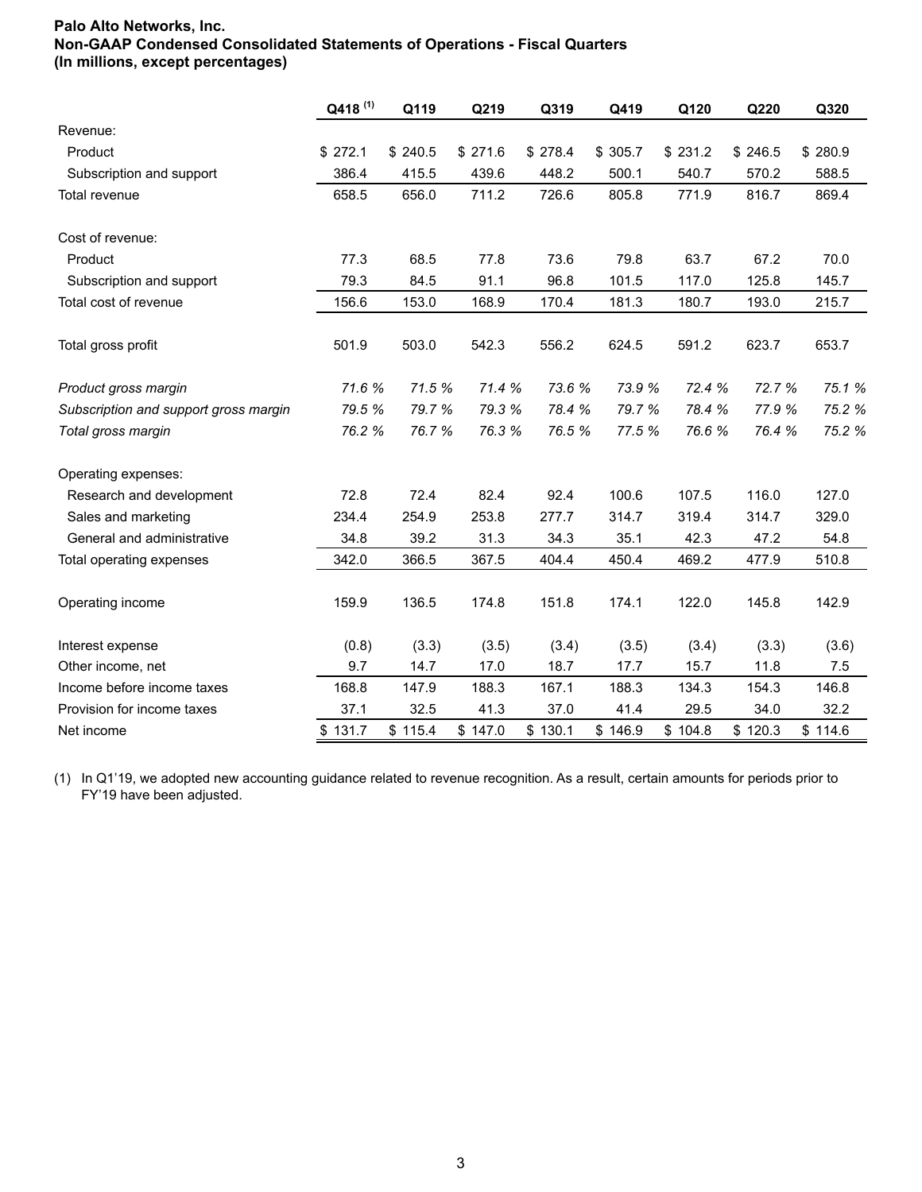**Palo Alto Networks, Inc.**
**Non-GAAP Condensed Consolidated Statements of Operations - Fiscal Quarters**
**(In millions, except percentages)**

| | Q418 [(1)] | Q119 | Q219 | Q319 | Q419 | Q120 | Q220 | Q320 |
|---|---|---|---|---|---|---|---|---|
| Revenue: | | | | | | | | |
| Product | $ 272.1 | $ 240.5 | $ 271.6 | $ 278.4 | $ 305.7 | $ 231.2 | $ 246.5 | $ 280.9 |
| Subscription and support | 386.4 | 415.5 | 439.6 | 448.2 | 500.1 | 540.7 | 570.2 | 588.5 |
| Total revenue | 658.5 | 656.0 | 711.2 | 726.6 | 805.8 | 771.9 | 816.7 | 869.4 |
| Cost of revenue: | | | | | | | | |
| Product | 77.3 | 68.5 | 77.8 | 73.6 | 79.8 | 63.7 | 67.2 | 70.0 |
| Subscription and support | 79.3 | 84.5 | 91.1 | 96.8 | 101.5 | 117.0 | 125.8 | 145.7 |
| Total cost of revenue | 156.6 | 153.0 | 168.9 | 170.4 | 181.3 | 180.7 | 193.0 | 215.7 |
| Total gross profit | 501.9 | 503.0 | 542.3 | 556.2 | 624.5 | 591.2 | 623.7 | 653.7 |
| *Product gross margin* | *71.6 %* | *71.5 %* | *71.4 %* | *73.6 %* | *73.9 %* | *72.4 %* | *72.7 %* | *75.1 %* |
| *Subscription and support gross margin* | *79.5 %* | *79.7 %* | *79.3 %* | *78.4 %* | *79.7 %* | *78.4 %* | *77.9 %* | *75.2 %* |
| *Total gross margin* | *76.2 %* | *76.7 %* | *76.3 %* | *76.5 %* | *77.5 %* | *76.6 %* | *76.4 %* | *75.2 %* |
| Operating expenses: | | | | | | | | |
| Research and development | 72.8 | 72.4 | 82.4 | 92.4 | 100.6 | 107.5 | 116.0 | 127.0 |
| Sales and marketing | 234.4 | 254.9 | 253.8 | 277.7 | 314.7 | 319.4 | 314.7 | 329.0 |
| General and administrative | 34.8 | 39.2 | 31.3 | 34.3 | 35.1 | 42.3 | 47.2 | 54.8 |
| Total operating expenses | 342.0 | 366.5 | 367.5 | 404.4 | 450.4 | 469.2 | 477.9 | 510.8 |
| Operating income | 159.9 | 136.5 | 174.8 | 151.8 | 174.1 | 122.0 | 145.8 | 142.9 |
| Interest expense | (0.8) | (3.3) | (3.5) | (3.4) | (3.5) | (3.4) | (3.3) | (3.6) |
| Other income, net | 9.7 | 14.7 | 17.0 | 18.7 | 17.7 | 15.7 | 11.8 | 7.5 |
| Income before income taxes | 168.8 | 147.9 | 188.3 | 167.1 | 188.3 | 134.3 | 154.3 | 146.8 |
| Provision for income taxes | 37.1 | 32.5 | 41.3 | 37.0 | 41.4 | 29.5 | 34.0 | 32.2 |
| Net income | $ 131.7 | $ 115.4 | $ 147.0 | $ 130.1 | $ 146.9 | $ 104.8 | $ 120.3 | $ 114.6 |

(1) In Q1'19, we adopted new accounting guidance related to revenue recognition. As a result, certain amounts for periods prior to FY'19 have been adjusted.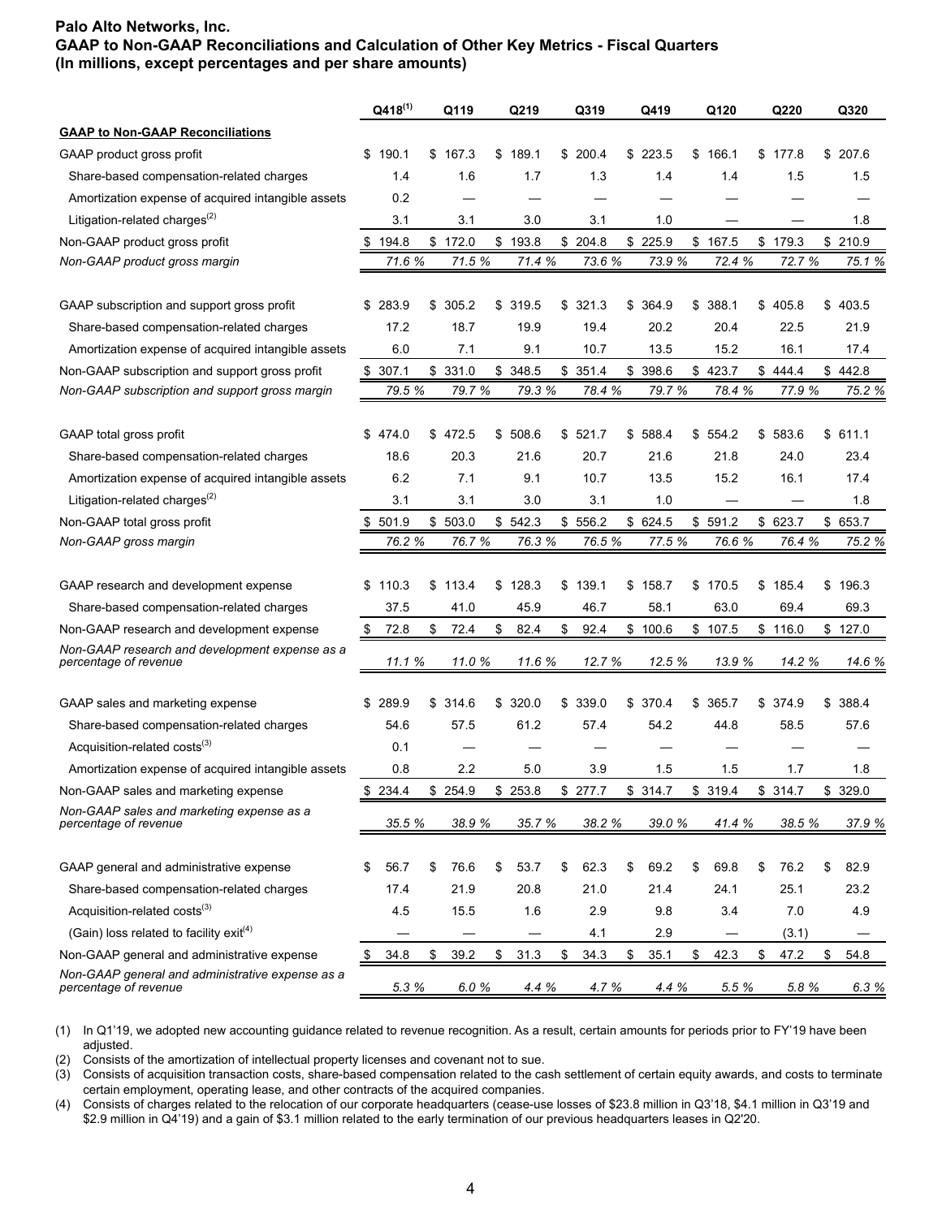**Palo Alto Networks, Inc.**
**GAAP to Non-GAAP Reconciliations and Calculation of Other Key Metrics - Fiscal Quarters**
**(In millions, except percentages and per share amounts)**

| | Q418[(1)] | Q119 | Q219 | Q319 | Q419 | Q120 | Q220 | Q320 |
|---|---|---|---|---|---|---|---|---|
| **GAAP to Non-GAAP Reconciliations** | | | | | | | | |
| GAAP product gross profit | $ 190.1 | $ 167.3 | $ 189.1 | $ 200.4 | $ 223.5 | $ 166.1 | $ 177.8 | $ 207.6 |
| Share-based compensation-related charges | 1.4 | 1.6 | 1.7 | 1.3 | 1.4 | 1.4 | 1.5 | 1.5 |
| Amortization expense of acquired intangible assets | 0.2 | — | — | — | — | — | — | — |
| Litigation-related charges[(2)] | 3.1 | 3.1 | 3.0 | 3.1 | 1.0 | — | — | 1.8 |
| Non-GAAP product gross profit | $ 194.8 | $ 172.0 | $ 193.8 | $ 204.8 | $ 225.9 | $ 167.5 | $ 179.3 | $ 210.9 |
| *Non-GAAP product gross margin* | *71.6 %* | *71.5 %* | *71.4 %* | *73.6 %* | *73.9 %* | *72.4 %* | *72.7 %* | *75.1 %* |
| | | | | | | | | |
| GAAP subscription and support gross profit | $ 283.9 | $ 305.2 | $ 319.5 | $ 321.3 | $ 364.9 | $ 388.1 | $ 405.8 | $ 403.5 |
| Share-based compensation-related charges | 17.2 | 18.7 | 19.9 | 19.4 | 20.2 | 20.4 | 22.5 | 21.9 |
| Amortization expense of acquired intangible assets | 6.0 | 7.1 | 9.1 | 10.7 | 13.5 | 15.2 | 16.1 | 17.4 |
| Non-GAAP subscription and support gross profit | $ 307.1 | $ 331.0 | $ 348.5 | $ 351.4 | $ 398.6 | $ 423.7 | $ 444.4 | $ 442.8 |
| *Non-GAAP subscription and support gross margin* | *79.5 %* | *79.7 %* | *79.3 %* | *78.4 %* | *79.7 %* | *78.4 %* | *77.9 %* | *75.2 %* |
| | | | | | | | | |
| GAAP total gross profit | $ 474.0 | $ 472.5 | $ 508.6 | $ 521.7 | $ 588.4 | $ 554.2 | $ 583.6 | $ 611.1 |
| Share-based compensation-related charges | 18.6 | 20.3 | 21.6 | 20.7 | 21.6 | 21.8 | 24.0 | 23.4 |
| Amortization expense of acquired intangible assets | 6.2 | 7.1 | 9.1 | 10.7 | 13.5 | 15.2 | 16.1 | 17.4 |
| Litigation-related charges[(2)] | 3.1 | 3.1 | 3.0 | 3.1 | 1.0 | — | — | 1.8 |
| Non-GAAP total gross profit | $ 501.9 | $ 503.0 | $ 542.3 | $ 556.2 | $ 624.5 | $ 591.2 | $ 623.7 | $ 653.7 |
| *Non-GAAP gross margin* | *76.2 %* | *76.7 %* | *76.3 %* | *76.5 %* | *77.5 %* | *76.6 %* | *76.4 %* | *75.2 %* |
| | | | | | | | | |
| GAAP research and development expense | $ 110.3 | $ 113.4 | $ 128.3 | $ 139.1 | $ 158.7 | $ 170.5 | $ 185.4 | $ 196.3 |
| Share-based compensation-related charges | 37.5 | 41.0 | 45.9 | 46.7 | 58.1 | 63.0 | 69.4 | 69.3 |
| Non-GAAP research and development expense | $ 72.8 | $ 72.4 | $ 82.4 | $ 92.4 | $ 100.6 | $ 107.5 | $ 116.0 | $ 127.0 |
| *Non-GAAP research and development expense as a percentage of revenue* | *11.1 %* | *11.0 %* | *11.6 %* | *12.7 %* | *12.5 %* | *13.9 %* | *14.2 %* | *14.6 %* |
| | | | | | | | | |
| GAAP sales and marketing expense | $ 289.9 | $ 314.6 | $ 320.0 | $ 339.0 | $ 370.4 | $ 365.7 | $ 374.9 | $ 388.4 |
| Share-based compensation-related charges | 54.6 | 57.5 | 61.2 | 57.4 | 54.2 | 44.8 | 58.5 | 57.6 |
| Acquisition-related costs[(3)] | 0.1 | — | — | — | — | — | — | — |
| Amortization expense of acquired intangible assets | 0.8 | 2.2 | 5.0 | 3.9 | 1.5 | 1.5 | 1.7 | 1.8 |
| Non-GAAP sales and marketing expense | $ 234.4 | $ 254.9 | $ 253.8 | $ 277.7 | $ 314.7 | $ 319.4 | $ 314.7 | $ 329.0 |
| *Non-GAAP sales and marketing expense as a percentage of revenue* | *35.5 %* | *38.9 %* | *35.7 %* | *38.2 %* | *39.0 %* | *41.4 %* | *38.5 %* | *37.9 %* |
| | | | | | | | | |
| GAAP general and administrative expense | $ 56.7 | $ 76.6 | $ 53.7 | $ 62.3 | $ 69.2 | $ 69.8 | $ 76.2 | $ 82.9 |
| Share-based compensation-related charges | 17.4 | 21.9 | 20.8 | 21.0 | 21.4 | 24.1 | 25.1 | 23.2 |
| Acquisition-related costs[(3)] | 4.5 | 15.5 | 1.6 | 2.9 | 9.8 | 3.4 | 7.0 | 4.9 |
| (Gain) loss related to facility exit[(4)] | — | — | — | 4.1 | 2.9 | — | (3.1) | — |
| Non-GAAP general and administrative expense | $ 34.8 | $ 39.2 | $ 31.3 | $ 34.3 | $ 35.1 | $ 42.3 | $ 47.2 | $ 54.8 |
| *Non-GAAP general and administrative expense as a percentage of revenue* | *5.3 %* | *6.0 %* | *4.4 %* | *4.7 %* | *4.4 %* | *5.5 %* | *5.8 %* | *6.3 %* |

(1) In Q1'19, we adopted new accounting guidance related to revenue recognition. As a result, certain amounts for periods prior to FY'19 have been adjusted.

(2) Consists of the amortization of intellectual property licenses and covenant not to sue.

(3) Consists of acquisition transaction costs, share-based compensation related to the cash settlement of certain equity awards, and costs to terminate certain employment, operating lease, and other contracts of the acquired companies.

(4) Consists of charges related to the relocation of our corporate headquarters (cease-use losses of $23.8 million in Q3'18, $4.1 million in Q3'19 and $2.9 million in Q4'19) and a gain of $3.1 million related to the early termination of our previous headquarters leases in Q2'20.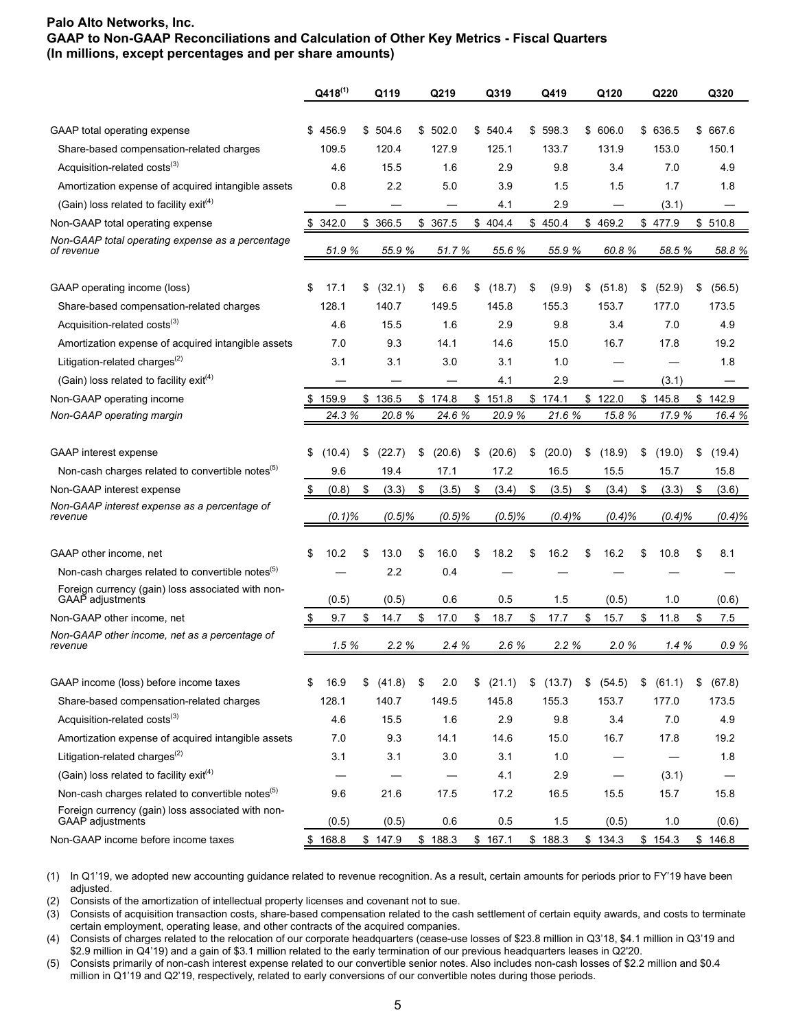**Palo Alto Networks, Inc.**
**GAAP to Non-GAAP Reconciliations and Calculation of Other Key Metrics - Fiscal Quarters**
**(In millions, except percentages and per share amounts)**

| | Q418[(1)] | Q119 | Q219 | Q319 | Q419 | Q120 | Q220 | Q320 |
|---|---|---|---|---|---|---|---|---|
| GAAP total operating expense | $ 456.9 | $ 504.6 | $ 502.0 | $ 540.4 | $ 598.3 | $ 606.0 | $ 636.5 | $ 667.6 |
| Share-based compensation-related charges | 109.5 | 120.4 | 127.9 | 125.1 | 133.7 | 131.9 | 153.0 | 150.1 |
| Acquisition-related costs[(3)] | 4.6 | 15.5 | 1.6 | 2.9 | 9.8 | 3.4 | 7.0 | 4.9 |
| Amortization expense of acquired intangible assets | 0.8 | 2.2 | 5.0 | 3.9 | 1.5 | 1.5 | 1.7 | 1.8 |
| (Gain) loss related to facility exit[(4)] | — | — | — | 4.1 | 2.9 | — | (3.1) | — |
| Non-GAAP total operating expense | $ 342.0 | $ 366.5 | $ 367.5 | $ 404.4 | $ 450.4 | $ 469.2 | $ 477.9 | $ 510.8 |
| *Non-GAAP total operating expense as a percentage of revenue* | *51.9 %* | *55.9 %* | *51.7 %* | *55.6 %* | *55.9 %* | *60.8 %* | *58.5 %* | *58.8 %* |
| | | | | | | | | |
| GAAP operating income (loss) | $ 17.1 | $ (32.1) | $ 6.6 | $ (18.7) | $ (9.9) | $ (51.8) | $ (52.9) | $ (56.5) |
| Share-based compensation-related charges | 128.1 | 140.7 | 149.5 | 145.8 | 155.3 | 153.7 | 177.0 | 173.5 |
| Acquisition-related costs[(3)] | 4.6 | 15.5 | 1.6 | 2.9 | 9.8 | 3.4 | 7.0 | 4.9 |
| Amortization expense of acquired intangible assets | 7.0 | 9.3 | 14.1 | 14.6 | 15.0 | 16.7 | 17.8 | 19.2 |
| Litigation-related charges[(2)] | 3.1 | 3.1 | 3.0 | 3.1 | 1.0 | — | — | 1.8 |
| (Gain) loss related to facility exit[(4)] | — | — | — | 4.1 | 2.9 | — | (3.1) | — |
| Non-GAAP operating income | $ 159.9 | $ 136.5 | $ 174.8 | $ 151.8 | $ 174.1 | $ 122.0 | $ 145.8 | $ 142.9 |
| *Non-GAAP operating margin* | *24.3 %* | *20.8 %* | *24.6 %* | *20.9 %* | *21.6 %* | *15.8 %* | *17.9 %* | *16.4 %* |
| | | | | | | | | |
| GAAP interest expense | $ (10.4) | $ (22.7) | $ (20.6) | $ (20.6) | $ (20.0) | $ (18.9) | $ (19.0) | $ (19.4) |
| Non-cash charges related to convertible notes[(5)] | 9.6 | 19.4 | 17.1 | 17.2 | 16.5 | 15.5 | 15.7 | 15.8 |
| Non-GAAP interest expense | $ (0.8) | $ (3.3) | $ (3.5) | $ (3.4) | $ (3.5) | $ (3.4) | $ (3.3) | $ (3.6) |
| *Non-GAAP interest expense as a percentage of revenue* | *(0.1)%* | *(0.5)%* | *(0.5)%* | *(0.5)%* | *(0.4)%* | *(0.4)%* | *(0.4)%* | *(0.4)%* |
| | | | | | | | | |
| GAAP other income, net | $ 10.2 | $ 13.0 | $ 16.0 | $ 18.2 | $ 16.2 | $ 16.2 | $ 10.8 | $ 8.1 |
| Non-cash charges related to convertible notes[(5)] | — | 2.2 | 0.4 | — | — | — | — | — |
| Foreign currency (gain) loss associated with non-GAAP adjustments | (0.5) | (0.5) | 0.6 | 0.5 | 1.5 | (0.5) | 1.0 | (0.6) |
| Non-GAAP other income, net | $ 9.7 | $ 14.7 | $ 17.0 | $ 18.7 | $ 17.7 | $ 15.7 | $ 11.8 | $ 7.5 |
| *Non-GAAP other income, net as a percentage of revenue* | *1.5 %* | *2.2 %* | *2.4 %* | *2.6 %* | *2.2 %* | *2.0 %* | *1.4 %* | *0.9 %* |
| | | | | | | | | |
| GAAP income (loss) before income taxes | $ 16.9 | $ (41.8) | $ 2.0 | $ (21.1) | $ (13.7) | $ (54.5) | $ (61.1) | $ (67.8) |
| Share-based compensation-related charges | 128.1 | 140.7 | 149.5 | 145.8 | 155.3 | 153.7 | 177.0 | 173.5 |
| Acquisition-related costs[(3)] | 4.6 | 15.5 | 1.6 | 2.9 | 9.8 | 3.4 | 7.0 | 4.9 |
| Amortization expense of acquired intangible assets | 7.0 | 9.3 | 14.1 | 14.6 | 15.0 | 16.7 | 17.8 | 19.2 |
| Litigation-related charges[(2)] | 3.1 | 3.1 | 3.0 | 3.1 | 1.0 | — | — | 1.8 |
| (Gain) loss related to facility exit[(4)] | — | — | — | 4.1 | 2.9 | — | (3.1) | — |
| Non-cash charges related to convertible notes[(5)] | 9.6 | 21.6 | 17.5 | 17.2 | 16.5 | 15.5 | 15.7 | 15.8 |
| Foreign currency (gain) loss associated with non-GAAP adjustments | (0.5) | (0.5) | 0.6 | 0.5 | 1.5 | (0.5) | 1.0 | (0.6) |
| Non-GAAP income before income taxes | $ 168.8 | $ 147.9 | $ 188.3 | $ 167.1 | $ 188.3 | $ 134.3 | $ 154.3 | $ 146.8 |

(1) In Q1'19, we adopted new accounting guidance related to revenue recognition. As a result, certain amounts for periods prior to FY'19 have been adjusted.

(2) Consists of the amortization of intellectual property licenses and covenant not to sue.

(3) Consists of acquisition transaction costs, share-based compensation related to the cash settlement of certain equity awards, and costs to terminate certain employment, operating lease, and other contracts of the acquired companies.

(4) Consists of charges related to the relocation of our corporate headquarters (cease-use losses of $23.8 million in Q3'18, $4.1 million in Q3'19 and $2.9 million in Q4'19) and a gain of $3.1 million related to the early termination of our previous headquarters leases in Q2'20.

(5) Consists primarily of non-cash interest expense related to our convertible senior notes. Also includes non-cash losses of $2.2 million and $0.4 million in Q1'19 and Q2'19, respectively, related to early conversions of our convertible notes during those periods.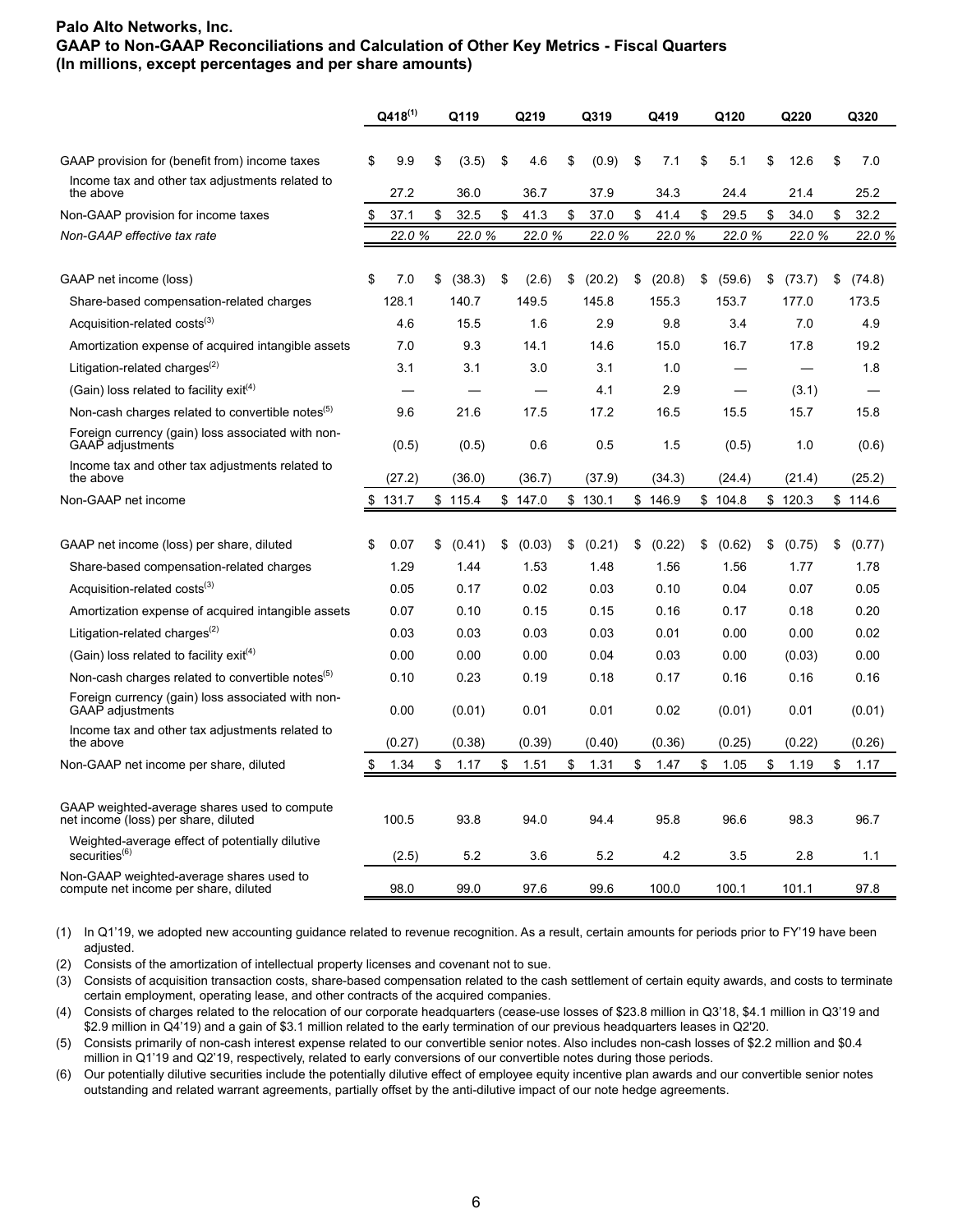**Palo Alto Networks, Inc.**
**GAAP to Non-GAAP Reconciliations and Calculation of Other Key Metrics - Fiscal Quarters**
**(In millions, except percentages and per share amounts)**

| | Q418[(1)] | Q119 | Q219 | Q319 | Q419 | Q120 | Q220 | Q320 |
|---|---|---|---|---|---|---|---|---|
| GAAP provision for (benefit from) income taxes | $ 9.9 | $ (3.5) | $ 4.6 | $ (0.9) | $ 7.1 | $ 5.1 | $ 12.6 | $ 7.0 |
| Income tax and other tax adjustments related to the above | 27.2 | 36.0 | 36.7 | 37.9 | 34.3 | 24.4 | 21.4 | 25.2 |
| Non-GAAP provision for income taxes | $ 37.1 | $ 32.5 | $ 41.3 | $ 37.0 | $ 41.4 | $ 29.5 | $ 34.0 | $ 32.2 |
| *Non-GAAP effective tax rate* | *22.0 %* | *22.0 %* | *22.0 %* | *22.0 %* | *22.0 %* | *22.0 %* | *22.0 %* | *22.0 %* |
| | | | | | | | | |
| GAAP net income (loss) | $ 7.0 | $ (38.3) | $ (2.6) | $ (20.2) | $ (20.8) | $ (59.6) | $ (73.7) | $ (74.8) |
| Share-based compensation-related charges | 128.1 | 140.7 | 149.5 | 145.8 | 155.3 | 153.7 | 177.0 | 173.5 |
| Acquisition-related costs[(3)] | 4.6 | 15.5 | 1.6 | 2.9 | 9.8 | 3.4 | 7.0 | 4.9 |
| Amortization expense of acquired intangible assets | 7.0 | 9.3 | 14.1 | 14.6 | 15.0 | 16.7 | 17.8 | 19.2 |
| Litigation-related charges[(2)] | 3.1 | 3.1 | 3.0 | 3.1 | 1.0 | — | — | 1.8 |
| (Gain) loss related to facility exit[(4)] | — | — | — | 4.1 | 2.9 | — | (3.1) | — |
| Non-cash charges related to convertible notes[(5)] | 9.6 | 21.6 | 17.5 | 17.2 | 16.5 | 15.5 | 15.7 | 15.8 |
| Foreign currency (gain) loss associated with non-GAAP adjustments | (0.5) | (0.5) | 0.6 | 0.5 | 1.5 | (0.5) | 1.0 | (0.6) |
| Income tax and other tax adjustments related to the above | (27.2) | (36.0) | (36.7) | (37.9) | (34.3) | (24.4) | (21.4) | (25.2) |
| Non-GAAP net income | $ 131.7 | $ 115.4 | $ 147.0 | $ 130.1 | $ 146.9 | $ 104.8 | $ 120.3 | $ 114.6 |
| | | | | | | | | |
| GAAP net income (loss) per share, diluted | $ 0.07 | $ (0.41) | $ (0.03) | $ (0.21) | $ (0.22) | $ (0.62) | $ (0.75) | $ (0.77) |
| Share-based compensation-related charges | 1.29 | 1.44 | 1.53 | 1.48 | 1.56 | 1.56 | 1.77 | 1.78 |
| Acquisition-related costs[(3)] | 0.05 | 0.17 | 0.02 | 0.03 | 0.10 | 0.04 | 0.07 | 0.05 |
| Amortization expense of acquired intangible assets | 0.07 | 0.10 | 0.15 | 0.15 | 0.16 | 0.17 | 0.18 | 0.20 |
| Litigation-related charges[(2)] | 0.03 | 0.03 | 0.03 | 0.03 | 0.01 | 0.00 | 0.00 | 0.02 |
| (Gain) loss related to facility exit[(4)] | 0.00 | 0.00 | 0.00 | 0.04 | 0.03 | 0.00 | (0.03) | 0.00 |
| Non-cash charges related to convertible notes[(5)] | 0.10 | 0.23 | 0.19 | 0.18 | 0.17 | 0.16 | 0.16 | 0.16 |
| Foreign currency (gain) loss associated with non-GAAP adjustments | 0.00 | (0.01) | 0.01 | 0.01 | 0.02 | (0.01) | 0.01 | (0.01) |
| Income tax and other tax adjustments related to the above | (0.27) | (0.38) | (0.39) | (0.40) | (0.36) | (0.25) | (0.22) | (0.26) |
| Non-GAAP net income per share, diluted | $ 1.34 | $ 1.17 | $ 1.51 | $ 1.31 | $ 1.47 | $ 1.05 | $ 1.19 | $ 1.17 |
| | | | | | | | | |
| GAAP weighted-average shares used to compute net income (loss) per share, diluted | 100.5 | 93.8 | 94.0 | 94.4 | 95.8 | 96.6 | 98.3 | 96.7 |
| Weighted-average effect of potentially dilutive securities[(6)] | (2.5) | 5.2 | 3.6 | 5.2 | 4.2 | 3.5 | 2.8 | 1.1 |
| Non-GAAP weighted-average shares used to compute net income per share, diluted | 98.0 | 99.0 | 97.6 | 99.6 | 100.0 | 100.1 | 101.1 | 97.8 |

(1) In Q1'19, we adopted new accounting guidance related to revenue recognition. As a result, certain amounts for periods prior to FY'19 have been adjusted.

(2) Consists of the amortization of intellectual property licenses and covenant not to sue.

(3) Consists of acquisition transaction costs, share-based compensation related to the cash settlement of certain equity awards, and costs to terminate certain employment, operating lease, and other contracts of the acquired companies.

(4) Consists of charges related to the relocation of our corporate headquarters (cease-use losses of $23.8 million in Q3'18, $4.1 million in Q3'19 and $2.9 million in Q4'19) and a gain of $3.1 million related to the early termination of our previous headquarters leases in Q2'20.

(5) Consists primarily of non-cash interest expense related to our convertible senior notes. Also includes non-cash losses of $2.2 million and $0.4 million in Q1'19 and Q2'19, respectively, related to early conversions of our convertible notes during those periods.

(6) Our potentially dilutive securities include the potentially dilutive effect of employee equity incentive plan awards and our convertible senior notes outstanding and related warrant agreements, partially offset by the anti-dilutive impact of our note hedge agreements.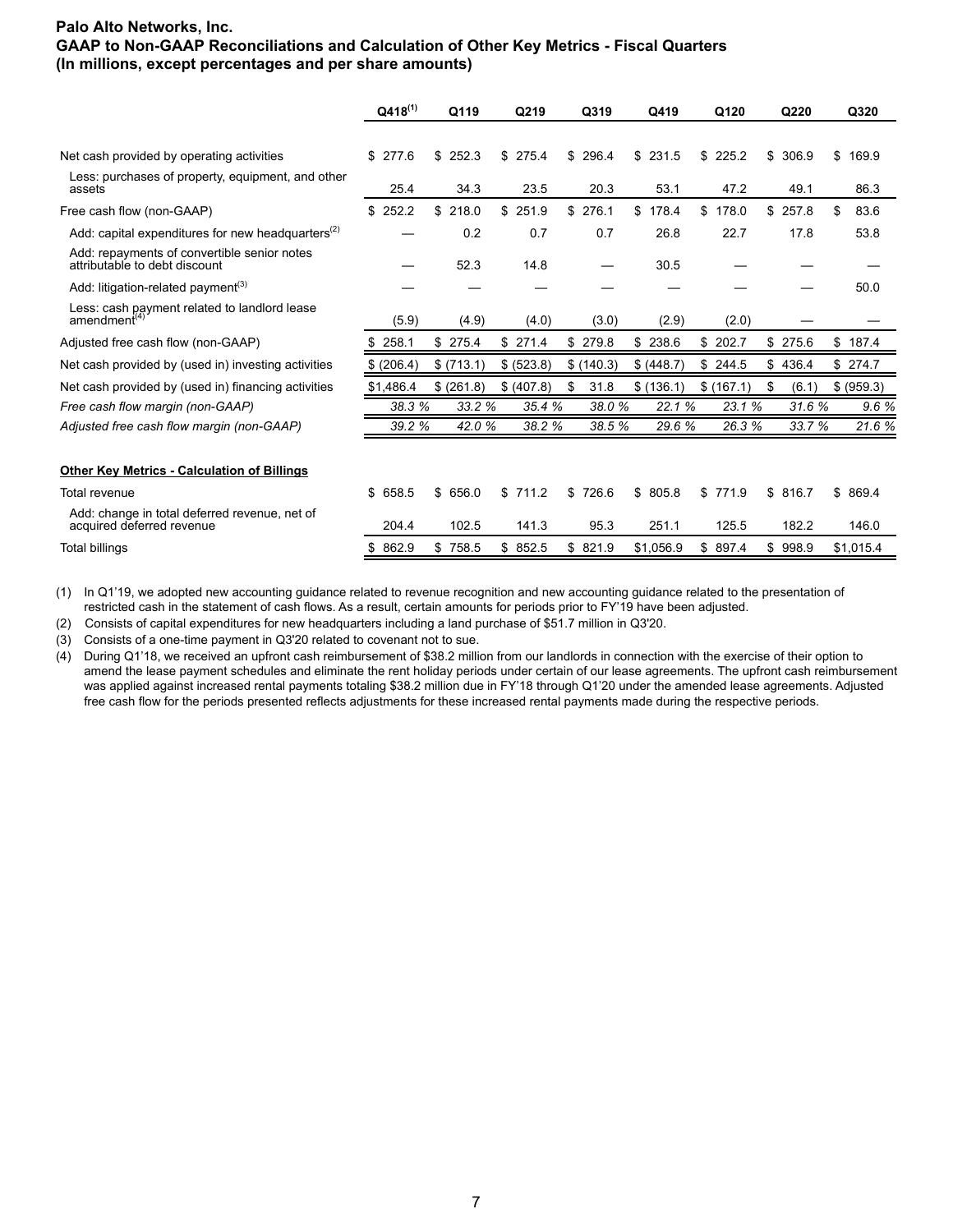**Palo Alto Networks, Inc.**
**GAAP to Non-GAAP Reconciliations and Calculation of Other Key Metrics - Fiscal Quarters**
**(In millions, except percentages and per share amounts)**

| | Q418[(1)] | Q119 | Q219 | Q319 | Q419 | Q120 | Q220 | Q320 |
|---|---|---|---|---|---|---|---|---|
| Net cash provided by operating activities | $ 277.6 | $ 252.3 | $ 275.4 | $ 296.4 | $ 231.5 | $ 225.2 | $ 306.9 | $ 169.9 |
| Less: purchases of property, equipment, and other assets | 25.4 | 34.3 | 23.5 | 20.3 | 53.1 | 47.2 | 49.1 | 86.3 |
| Free cash flow (non-GAAP) | $ 252.2 | $ 218.0 | $ 251.9 | $ 276.1 | $ 178.4 | $ 178.0 | $ 257.8 | $ 83.6 |
| Add: capital expenditures for new headquarters[(2)] | — | 0.2 | 0.7 | 0.7 | 26.8 | 22.7 | 17.8 | 53.8 |
| Add: repayments of convertible senior notes attributable to debt discount | — | 52.3 | 14.8 | — | 30.5 | — | — | — |
| Add: litigation-related payment[(3)] | — | — | — | — | — | — | — | 50.0 |
| Less: cash payment related to landlord lease amendment[(4)] | (5.9) | (4.9) | (4.0) | (3.0) | (2.9) | (2.0) | — | — |
| Adjusted free cash flow (non-GAAP) | $ 258.1 | $ 275.4 | $ 271.4 | $ 279.8 | $ 238.6 | $ 202.7 | $ 275.6 | $ 187.4 |
| Net cash provided by (used in) investing activities | $ (206.4) | $ (713.1) | $ (523.8) | $ (140.3) | $ (448.7) | $ 244.5 | $ 436.4 | $ 274.7 |
| Net cash provided by (used in) financing activities | $1,486.4 | $ (261.8) | $ (407.8) | $ 31.8 | $ (136.1) | $ (167.1) | $ (6.1) | $ (959.3) |
| *Free cash flow margin (non-GAAP)* | *38.3 %* | *33.2 %* | *35.4 %* | *38.0 %* | *22.1 %* | *23.1 %* | *31.6 %* | *9.6 %* |
| *Adjusted free cash flow margin (non-GAAP)* | *39.2 %* | *42.0 %* | *38.2 %* | *38.5 %* | *29.6 %* | *26.3 %* | *33.7 %* | *21.6 %* |
| | | | | | | | | |
| **Other Key Metrics - Calculation of Billings** | | | | | | | | |
| Total revenue | $ 658.5 | $ 656.0 | $ 711.2 | $ 726.6 | $ 805.8 | $ 771.9 | $ 816.7 | $ 869.4 |
| Add: change in total deferred revenue, net of acquired deferred revenue | 204.4 | 102.5 | 141.3 | 95.3 | 251.1 | 125.5 | 182.2 | 146.0 |
| Total billings | $ 862.9 | $ 758.5 | $ 852.5 | $ 821.9 | $1,056.9 | $ 897.4 | $ 998.9 | $1,015.4 |

(1) In Q1'19, we adopted new accounting guidance related to revenue recognition and new accounting guidance related to the presentation of restricted cash in the statement of cash flows. As a result, certain amounts for periods prior to FY'19 have been adjusted.

(2) Consists of capital expenditures for new headquarters including a land purchase of $51.7 million in Q3'20.

(3) Consists of a one-time payment in Q3'20 related to covenant not to sue.

(4) During Q1'18, we received an upfront cash reimbursement of $38.2 million from our landlords in connection with the exercise of their option to amend the lease payment schedules and eliminate the rent holiday periods under certain of our lease agreements. The upfront cash reimbursement was applied against increased rental payments totaling $38.2 million due in FY'18 through Q1'20 under the amended lease agreements. Adjusted free cash flow for the periods presented reflects adjustments for these increased rental payments made during the respective periods.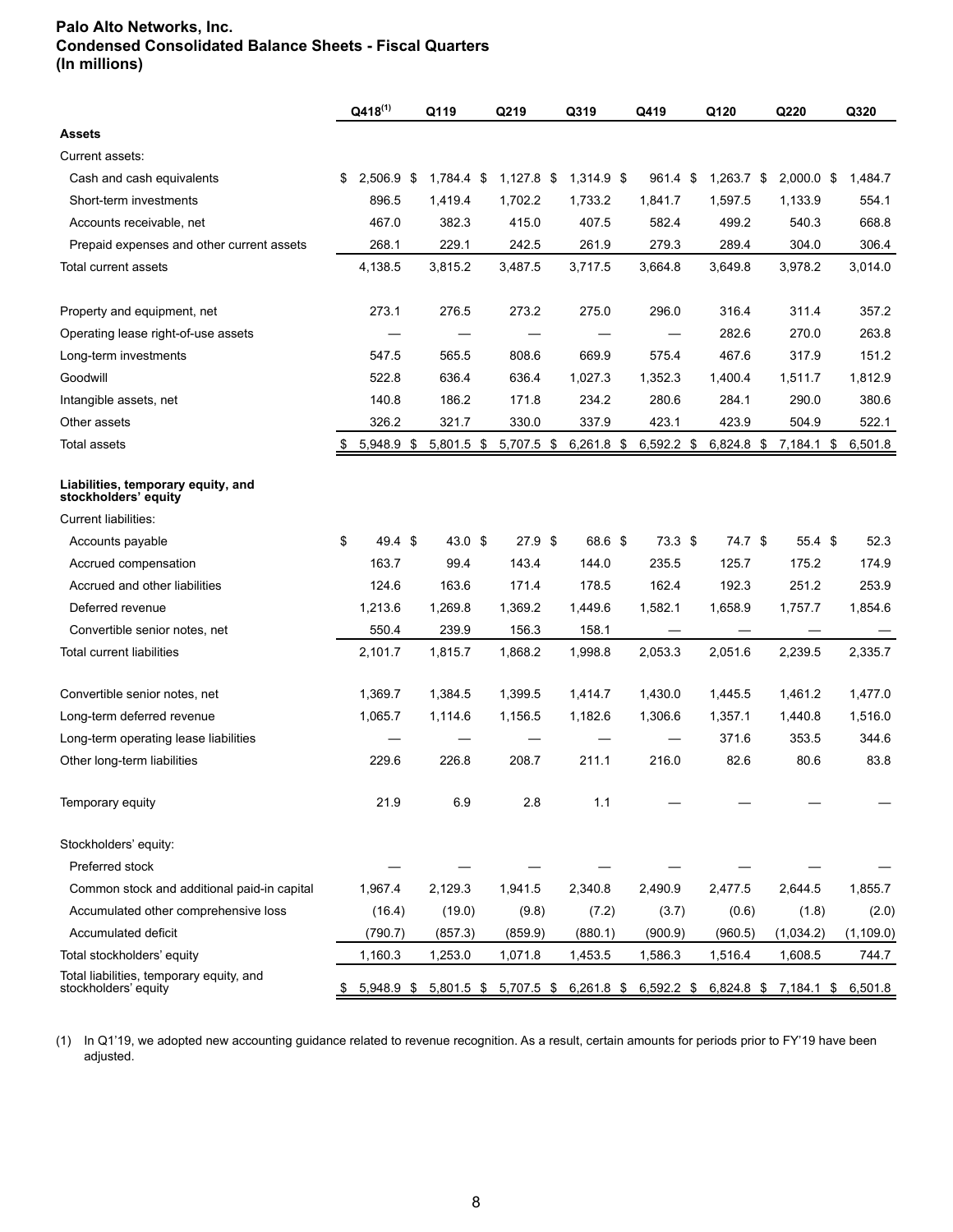**Palo Alto Networks, Inc.**
**Condensed Consolidated Balance Sheets - Fiscal Quarters**
**(In millions)**

| | Q418[(1)] | Q119 | Q219 | Q319 | Q419 | Q120 | Q220 | Q320 |
|---|---|---|---|---|---|---|---|---|
| **Assets** | | | | | | | | |
| Current assets: | | | | | | | | |
| Cash and cash equivalents | $ 2,506.9 | $ 1,784.4 | $ 1,127.8 | $ 1,314.9 | $ 961.4 | $ 1,263.7 | $ 2,000.0 | $ 1,484.7 |
| Short-term investments | 896.5 | 1,419.4 | 1,702.2 | 1,733.2 | 1,841.7 | 1,597.5 | 1,133.9 | 554.1 |
| Accounts receivable, net | 467.0 | 382.3 | 415.0 | 407.5 | 582.4 | 499.2 | 540.3 | 668.8 |
| Prepaid expenses and other current assets | 268.1 | 229.1 | 242.5 | 261.9 | 279.3 | 289.4 | 304.0 | 306.4 |
| Total current assets | 4,138.5 | 3,815.2 | 3,487.5 | 3,717.5 | 3,664.8 | 3,649.8 | 3,978.2 | 3,014.0 |
| Property and equipment, net | 273.1 | 276.5 | 273.2 | 275.0 | 296.0 | 316.4 | 311.4 | 357.2 |
| Operating lease right-of-use assets | — | — | — | — | — | 282.6 | 270.0 | 263.8 |
| Long-term investments | 547.5 | 565.5 | 808.6 | 669.9 | 575.4 | 467.6 | 317.9 | 151.2 |
| Goodwill | 522.8 | 636.4 | 636.4 | 1,027.3 | 1,352.3 | 1,400.4 | 1,511.7 | 1,812.9 |
| Intangible assets, net | 140.8 | 186.2 | 171.8 | 234.2 | 280.6 | 284.1 | 290.0 | 380.6 |
| Other assets | 326.2 | 321.7 | 330.0 | 337.9 | 423.1 | 423.9 | 504.9 | 522.1 |
| Total assets | $ 5,948.9 | $ 5,801.5 | $ 5,707.5 | $ 6,261.8 | $ 6,592.2 | $ 6,824.8 | $ 7,184.1 | $ 6,501.8 |
| **Liabilities, temporary equity, and stockholders' equity** | | | | | | | | |
| Current liabilities: | | | | | | | | |
| Accounts payable | $ 49.4 | $ 43.0 | $ 27.9 | $ 68.6 | $ 73.3 | $ 74.7 | $ 55.4 | $ 52.3 |
| Accrued compensation | 163.7 | 99.4 | 143.4 | 144.0 | 235.5 | 125.7 | 175.2 | 174.9 |
| Accrued and other liabilities | 124.6 | 163.6 | 171.4 | 178.5 | 162.4 | 192.3 | 251.2 | 253.9 |
| Deferred revenue | 1,213.6 | 1,269.8 | 1,369.2 | 1,449.6 | 1,582.1 | 1,658.9 | 1,757.7 | 1,854.6 |
| Convertible senior notes, net | 550.4 | 239.9 | 156.3 | 158.1 | — | — | — | — |
| Total current liabilities | 2,101.7 | 1,815.7 | 1,868.2 | 1,998.8 | 2,053.3 | 2,051.6 | 2,239.5 | 2,335.7 |
| Convertible senior notes, net | 1,369.7 | 1,384.5 | 1,399.5 | 1,414.7 | 1,430.0 | 1,445.5 | 1,461.2 | 1,477.0 |
| Long-term deferred revenue | 1,065.7 | 1,114.6 | 1,156.5 | 1,182.6 | 1,306.6 | 1,357.1 | 1,440.8 | 1,516.0 |
| Long-term operating lease liabilities | — | — | — | — | — | 371.6 | 353.5 | 344.6 |
| Other long-term liabilities | 229.6 | 226.8 | 208.7 | 211.1 | 216.0 | 82.6 | 80.6 | 83.8 |
| Temporary equity | 21.9 | 6.9 | 2.8 | 1.1 | — | — | — | — |
| Stockholders' equity: | | | | | | | | |
| Preferred stock | — | — | — | — | — | — | — | — |
| Common stock and additional paid-in capital | 1,967.4 | 2,129.3 | 1,941.5 | 2,340.8 | 2,490.9 | 2,477.5 | 2,644.5 | 1,855.7 |
| Accumulated other comprehensive loss | (16.4) | (19.0) | (9.8) | (7.2) | (3.7) | (0.6) | (1.8) | (2.0) |
| Accumulated deficit | (790.7) | (857.3) | (859.9) | (880.1) | (900.9) | (960.5) | (1,034.2) | (1,109.0) |
| Total stockholders' equity | 1,160.3 | 1,253.0 | 1,071.8 | 1,453.5 | 1,586.3 | 1,516.4 | 1,608.5 | 744.7 |
| Total liabilities, temporary equity, and stockholders' equity | $ 5,948.9 | $ 5,801.5 | $ 5,707.5 | $ 6,261.8 | $ 6,592.2 | $ 6,824.8 | $ 7,184.1 | $ 6,501.8 |

(1) In Q1'19, we adopted new accounting guidance related to revenue recognition. As a result, certain amounts for periods prior to FY'19 have been adjusted.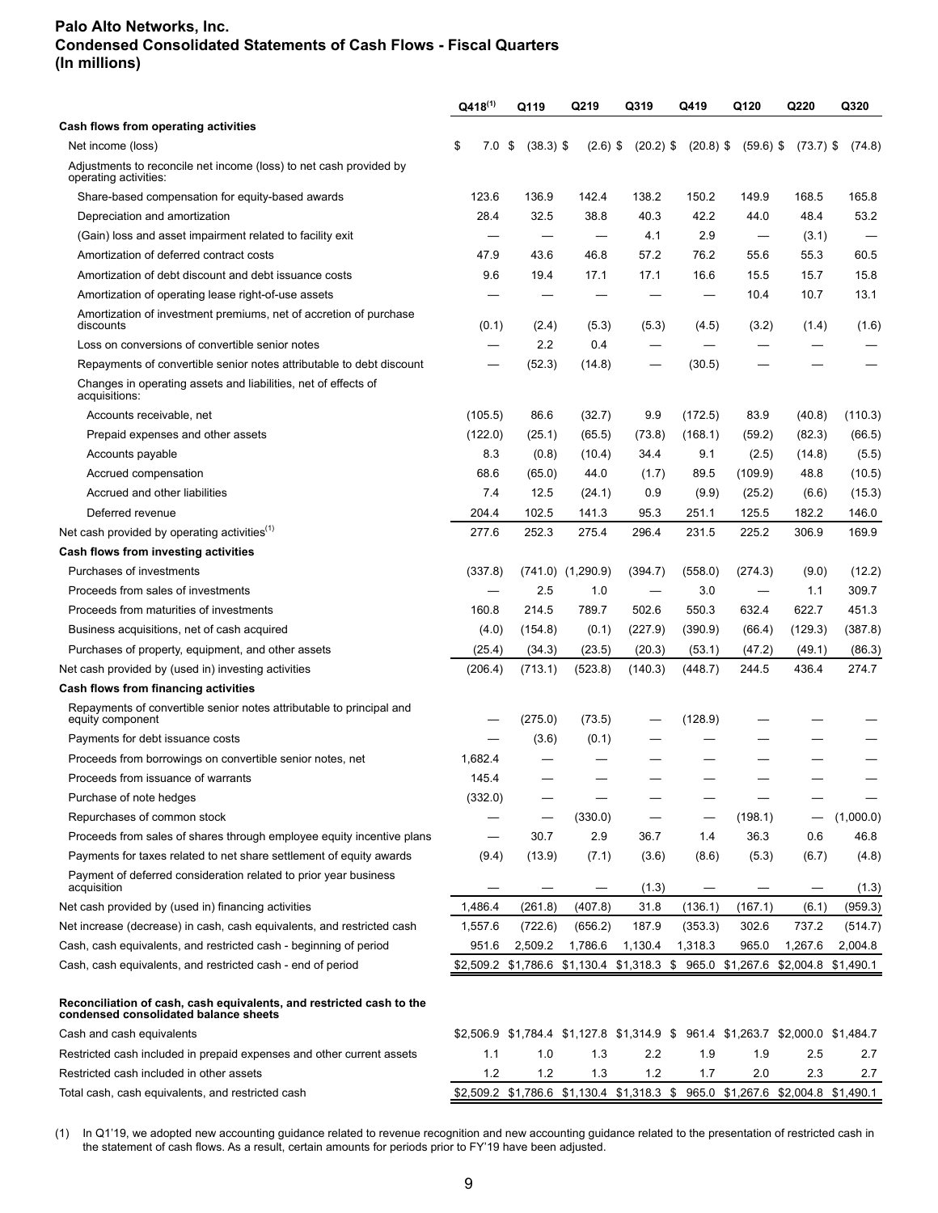**Palo Alto Networks, Inc.**
**Condensed Consolidated Statements of Cash Flows - Fiscal Quarters**
**(In millions)**

| | Q418[(1)] | Q119 | Q219 | Q319 | Q419 | Q120 | Q220 | Q320 |
|---|---|---|---|---|---|---|---|---|
| **Cash flows from operating activities** | | | | | | | | |
| Net income (loss) | $ 7.0 | $ (38.3) | $ (2.6) | $ (20.2) | $ (20.8) | $ (59.6) | $ (73.7) | $ (74.8) |
| Adjustments to reconcile net income (loss) to net cash provided by operating activities: | | | | | | | | |
| Share-based compensation for equity-based awards | 123.6 | 136.9 | 142.4 | 138.2 | 150.2 | 149.9 | 168.5 | 165.8 |
| Depreciation and amortization | 28.4 | 32.5 | 38.8 | 40.3 | 42.2 | 44.0 | 48.4 | 53.2 |
| (Gain) loss and asset impairment related to facility exit | — | — | — | 4.1 | 2.9 | — | (3.1) | — |
| Amortization of deferred contract costs | 47.9 | 43.6 | 46.8 | 57.2 | 76.2 | 55.6 | 55.3 | 60.5 |
| Amortization of debt discount and debt issuance costs | 9.6 | 19.4 | 17.1 | 17.1 | 16.6 | 15.5 | 15.7 | 15.8 |
| Amortization of operating lease right-of-use assets | — | — | — | — | — | 10.4 | 10.7 | 13.1 |
| Amortization of investment premiums, net of accretion of purchase discounts | (0.1) | (2.4) | (5.3) | (5.3) | (4.5) | (3.2) | (1.4) | (1.6) |
| Loss on conversions of convertible senior notes | — | 2.2 | 0.4 | — | — | — | — | — |
| Repayments of convertible senior notes attributable to debt discount | — | (52.3) | (14.8) | — | (30.5) | — | — | — |
| Changes in operating assets and liabilities, net of effects of acquisitions: | | | | | | | | |
| Accounts receivable, net | (105.5) | 86.6 | (32.7) | 9.9 | (172.5) | 83.9 | (40.8) | (110.3) |
| Prepaid expenses and other assets | (122.0) | (25.1) | (65.5) | (73.8) | (168.1) | (59.2) | (82.3) | (66.5) |
| Accounts payable | 8.3 | (0.8) | (10.4) | 34.4 | 9.1 | (2.5) | (14.8) | (5.5) |
| Accrued compensation | 68.6 | (65.0) | 44.0 | (1.7) | 89.5 | (109.9) | 48.8 | (10.5) |
| Accrued and other liabilities | 7.4 | 12.5 | (24.1) | 0.9 | (9.9) | (25.2) | (6.6) | (15.3) |
| Deferred revenue | 204.4 | 102.5 | 141.3 | 95.3 | 251.1 | 125.5 | 182.2 | 146.0 |
| Net cash provided by operating activities[(1)] | 277.6 | 252.3 | 275.4 | 296.4 | 231.5 | 225.2 | 306.9 | 169.9 |
| **Cash flows from investing activities** | | | | | | | | |
| Purchases of investments | (337.8) | (741.0) | (1,290.9) | (394.7) | (558.0) | (274.3) | (9.0) | (12.2) |
| Proceeds from sales of investments | — | 2.5 | 1.0 | — | 3.0 | — | 1.1 | 309.7 |
| Proceeds from maturities of investments | 160.8 | 214.5 | 789.7 | 502.6 | 550.3 | 632.4 | 622.7 | 451.3 |
| Business acquisitions, net of cash acquired | (4.0) | (154.8) | (0.1) | (227.9) | (390.9) | (66.4) | (129.3) | (387.8) |
| Purchases of property, equipment, and other assets | (25.4) | (34.3) | (23.5) | (20.3) | (53.1) | (47.2) | (49.1) | (86.3) |
| Net cash provided by (used in) investing activities | (206.4) | (713.1) | (523.8) | (140.3) | (448.7) | 244.5 | 436.4 | 274.7 |
| **Cash flows from financing activities** | | | | | | | | |
| Repayments of convertible senior notes attributable to principal and equity component | — | (275.0) | (73.5) | — | (128.9) | — | — | — |
| Payments for debt issuance costs | — | (3.6) | (0.1) | — | — | — | — | — |
| Proceeds from borrowings on convertible senior notes, net | 1,682.4 | — | — | — | — | — | — | — |
| Proceeds from issuance of warrants | 145.4 | — | — | — | — | — | — | — |
| Purchase of note hedges | (332.0) | — | — | — | — | — | — | — |
| Repurchases of common stock | — | — | (330.0) | — | — | (198.1) | — | (1,000.0) |
| Proceeds from sales of shares through employee equity incentive plans | — | 30.7 | 2.9 | 36.7 | 1.4 | 36.3 | 0.6 | 46.8 |
| Payments for taxes related to net share settlement of equity awards | (9.4) | (13.9) | (7.1) | (3.6) | (8.6) | (5.3) | (6.7) | (4.8) |
| Payment of deferred consideration related to prior year business acquisition | — | — | — | (1.3) | — | — | — | (1.3) |
| Net cash provided by (used in) financing activities | 1,486.4 | (261.8) | (407.8) | 31.8 | (136.1) | (167.1) | (6.1) | (959.3) |
| Net increase (decrease) in cash, cash equivalents, and restricted cash | 1,557.6 | (722.6) | (656.2) | 187.9 | (353.3) | 302.6 | 737.2 | (514.7) |
| Cash, cash equivalents, and restricted cash - beginning of period | 951.6 | 2,509.2 | 1,786.6 | 1,130.4 | 1,318.3 | 965.0 | 1,267.6 | 2,004.8 |
| Cash, cash equivalents, and restricted cash - end of period | $2,509.2 | $1,786.6 | $1,130.4 | $1,318.3 | $ 965.0 | $1,267.6 | $2,004.8 | $1,490.1 |
| | | | | | | | | |
| **Reconciliation of cash, cash equivalents, and restricted cash to the condensed consolidated balance sheets** | | | | | | | | |
| Cash and cash equivalents | $2,506.9 | $1,784.4 | $1,127.8 | $1,314.9 | $ 961.4 | $1,263.7 | $2,000.0 | $1,484.7 |
| Restricted cash included in prepaid expenses and other current assets | 1.1 | 1.0 | 1.3 | 2.2 | 1.9 | 1.9 | 2.5 | 2.7 |
| Restricted cash included in other assets | 1.2 | 1.2 | 1.3 | 1.2 | 1.7 | 2.0 | 2.3 | 2.7 |
| Total cash, cash equivalents, and restricted cash | $2,509.2 | $1,786.6 | $1,130.4 | $1,318.3 | $ 965.0 | $1,267.6 | $2,004.8 | $1,490.1 |

(1) In Q1'19, we adopted new accounting guidance related to revenue recognition and new accounting guidance related to the presentation of restricted cash in the statement of cash flows. As a result, certain amounts for periods prior to FY'19 have been adjusted.